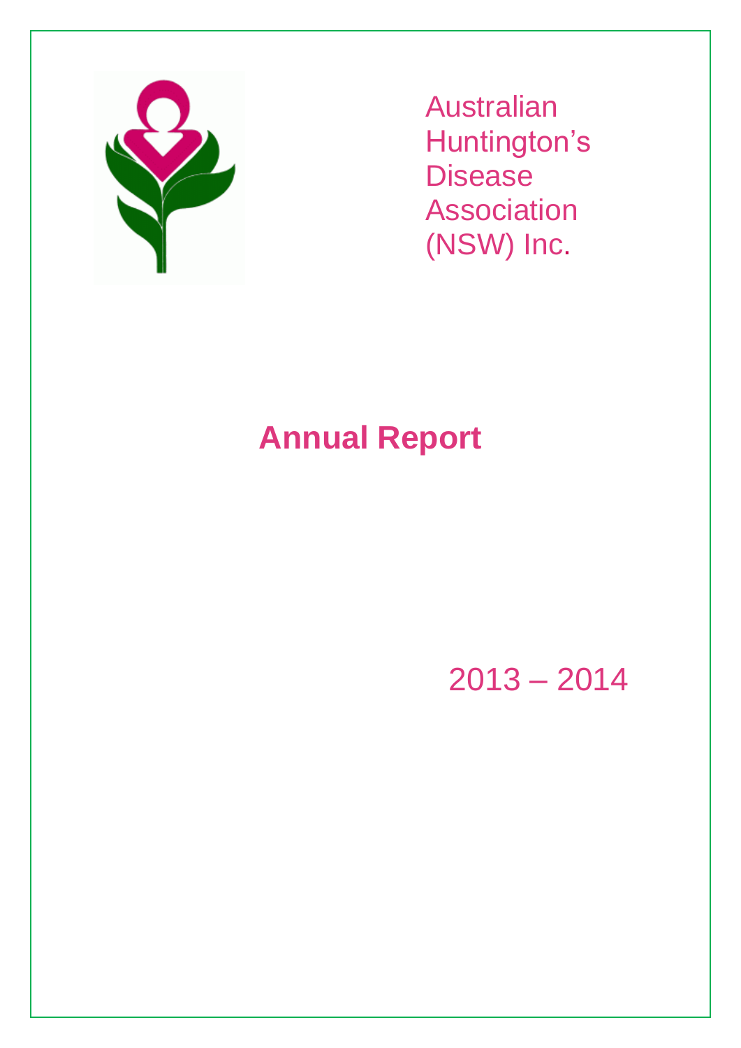Australian Huntington's Disease Association (NSW) Inc.

# Annual Report

2013 – 2014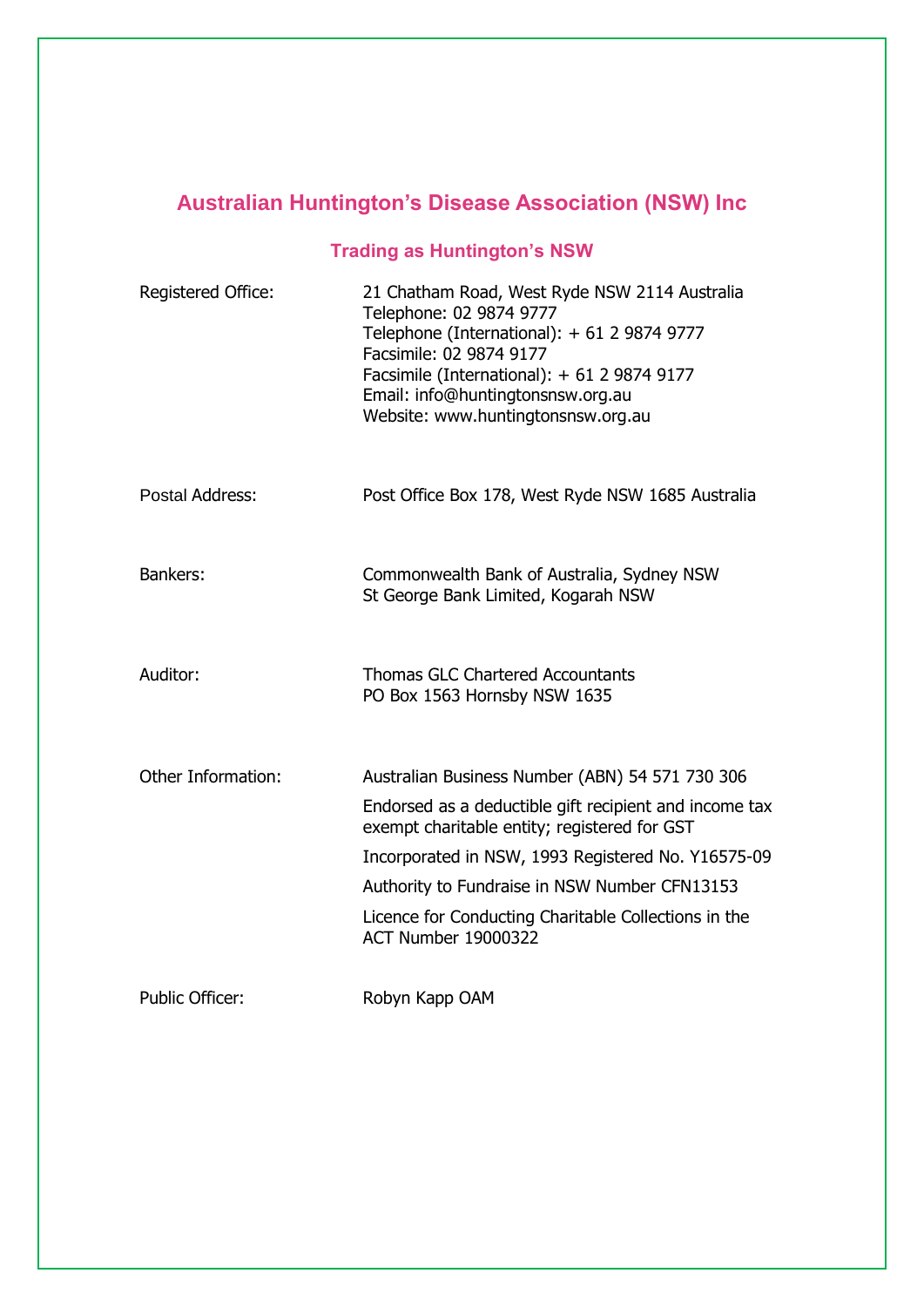# Australian Huntington's Disease Association (NSW) Inc

## Trading as Huntington's NSW

| | |
|---|---|
| Registered Office: | 21 Chatham Road, West Ryde NSW 2114 Australia<br>Telephone: 02 9874 9777<br>Telephone (International): + 61 2 9874 9777<br>Facsimile: 02 9874 9177<br>Facsimile (International): + 61 2 9874 9177<br>Email: info@huntingtonsnsw.org.au<br>Website: www.huntingtonsnsw.org.au |
| Postal Address: | Post Office Box 178, West Ryde NSW 1685 Australia |
| Bankers: | Commonwealth Bank of Australia, Sydney NSW<br>St George Bank Limited, Kogarah NSW |
| Auditor: | Thomas GLC Chartered Accountants<br>PO Box 1563 Hornsby NSW 1635 |
| Other Information: | Australian Business Number (ABN) 54 571 730 306<br>Endorsed as a deductible gift recipient and income tax exempt charitable entity; registered for GST<br>Incorporated in NSW, 1993 Registered No. Y16575-09<br>Authority to Fundraise in NSW Number CFN13153<br>Licence for Conducting Charitable Collections in the ACT Number 19000322 |
| Public Officer: | Robyn Kapp OAM |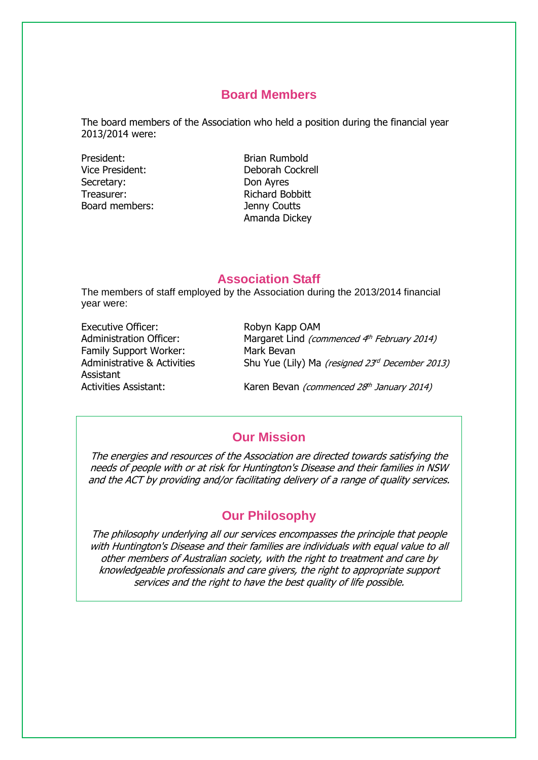## Board Members

The board members of the Association who held a position during the financial year 2013/2014 were:

| | |
|---|---|
| President: | Brian Rumbold |
| Vice President: | Deborah Cockrell |
| Secretary: | Don Ayres |
| Treasurer: | Richard Bobbitt |
| Board members: | Jenny Coutts |
| | Amanda Dickey |

## Association Staff

The members of staff employed by the Association during the 2013/2014 financial year were:

| | |
|---|---|
| Executive Officer: | Robyn Kapp OAM |
| Administration Officer: | Margaret Lind *(commenced 4th February 2014)* |
| Family Support Worker: | Mark Bevan |
| Administrative & Activities Assistant | Shu Yue (Lily) Ma *(resigned 23rd December 2013)* |
| Activities Assistant: | Karen Bevan *(commenced 28th January 2014)* |

## Our Mission

*The energies and resources of the Association are directed towards satisfying the needs of people with or at risk for Huntington's Disease and their families in NSW and the ACT by providing and/or facilitating delivery of a range of quality services.*

## Our Philosophy

*The philosophy underlying all our services encompasses the principle that people with Huntington's Disease and their families are individuals with equal value to all other members of Australian society, with the right to treatment and care by knowledgeable professionals and care givers, the right to appropriate support services and the right to have the best quality of life possible.*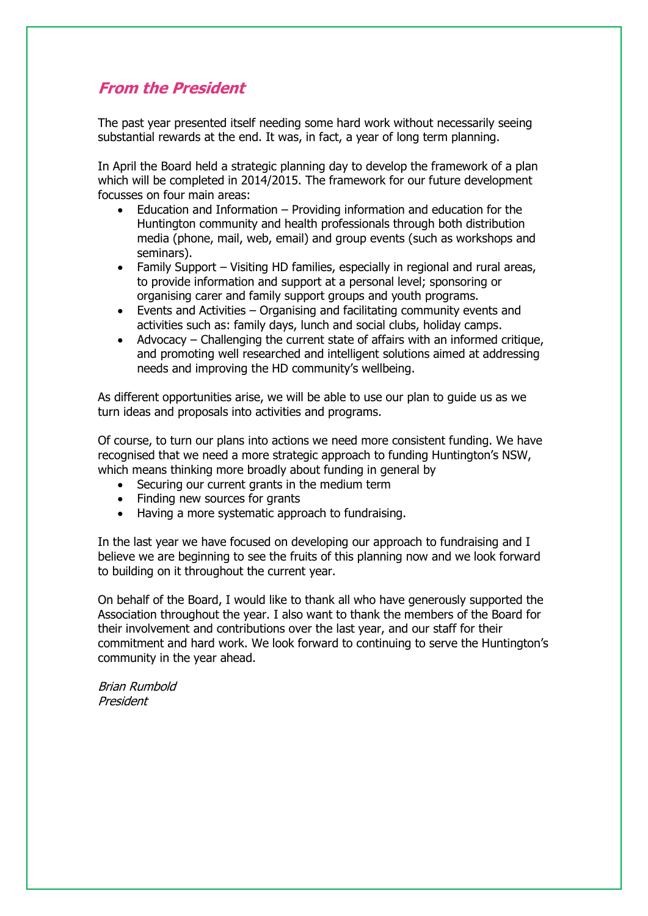## *From the President*

The past year presented itself needing some hard work without necessarily seeing substantial rewards at the end. It was, in fact, a year of long term planning.

In April the Board held a strategic planning day to develop the framework of a plan which will be completed in 2014/2015. The framework for our future development focusses on four main areas:

- Education and Information – Providing information and education for the Huntington community and health professionals through both distribution media (phone, mail, web, email) and group events (such as workshops and seminars).
- Family Support – Visiting HD families, especially in regional and rural areas, to provide information and support at a personal level; sponsoring or organising carer and family support groups and youth programs.
- Events and Activities – Organising and facilitating community events and activities such as: family days, lunch and social clubs, holiday camps.
- Advocacy – Challenging the current state of affairs with an informed critique, and promoting well researched and intelligent solutions aimed at addressing needs and improving the HD community's wellbeing.

As different opportunities arise, we will be able to use our plan to guide us as we turn ideas and proposals into activities and programs.

Of course, to turn our plans into actions we need more consistent funding. We have recognised that we need a more strategic approach to funding Huntington's NSW, which means thinking more broadly about funding in general by

- Securing our current grants in the medium term
- Finding new sources for grants
- Having a more systematic approach to fundraising.

In the last year we have focused on developing our approach to fundraising and I believe we are beginning to see the fruits of this planning now and we look forward to building on it throughout the current year.

On behalf of the Board, I would like to thank all who have generously supported the Association throughout the year. I also want to thank the members of the Board for their involvement and contributions over the last year, and our staff for their commitment and hard work. We look forward to continuing to serve the Huntington's community in the year ahead.

*Brian Rumbold*
*President*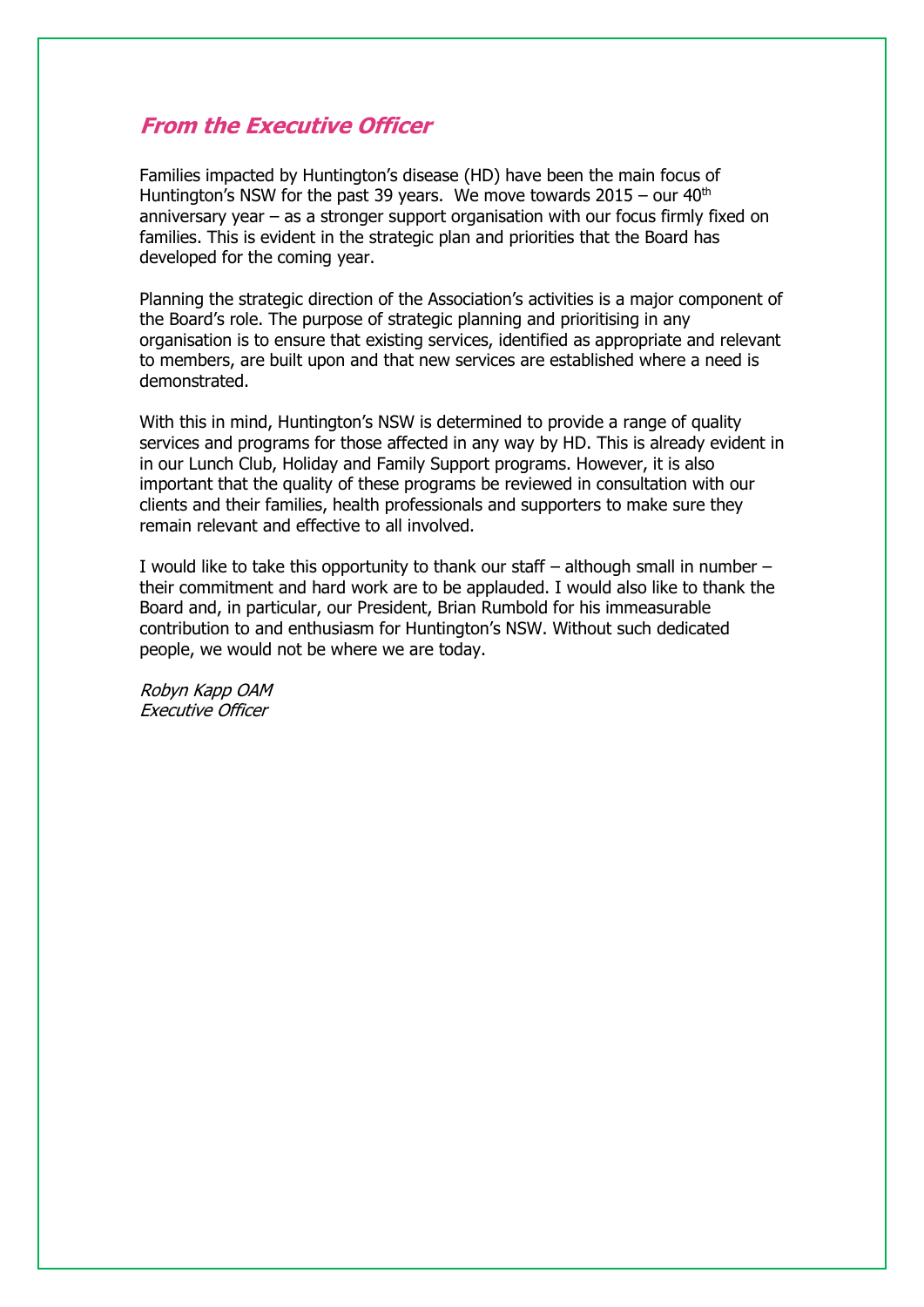## *From the Executive Officer*

Families impacted by Huntington's disease (HD) have been the main focus of Huntington's NSW for the past 39 years. We move towards 2015 – our 40th anniversary year – as a stronger support organisation with our focus firmly fixed on families. This is evident in the strategic plan and priorities that the Board has developed for the coming year.

Planning the strategic direction of the Association's activities is a major component of the Board's role. The purpose of strategic planning and prioritising in any organisation is to ensure that existing services, identified as appropriate and relevant to members, are built upon and that new services are established where a need is demonstrated.

With this in mind, Huntington's NSW is determined to provide a range of quality services and programs for those affected in any way by HD. This is already evident in in our Lunch Club, Holiday and Family Support programs. However, it is also important that the quality of these programs be reviewed in consultation with our clients and their families, health professionals and supporters to make sure they remain relevant and effective to all involved.

I would like to take this opportunity to thank our staff – although small in number – their commitment and hard work are to be applauded. I would also like to thank the Board and, in particular, our President, Brian Rumbold for his immeasurable contribution to and enthusiasm for Huntington's NSW. Without such dedicated people, we would not be where we are today.

*Robyn Kapp OAM*
*Executive Officer*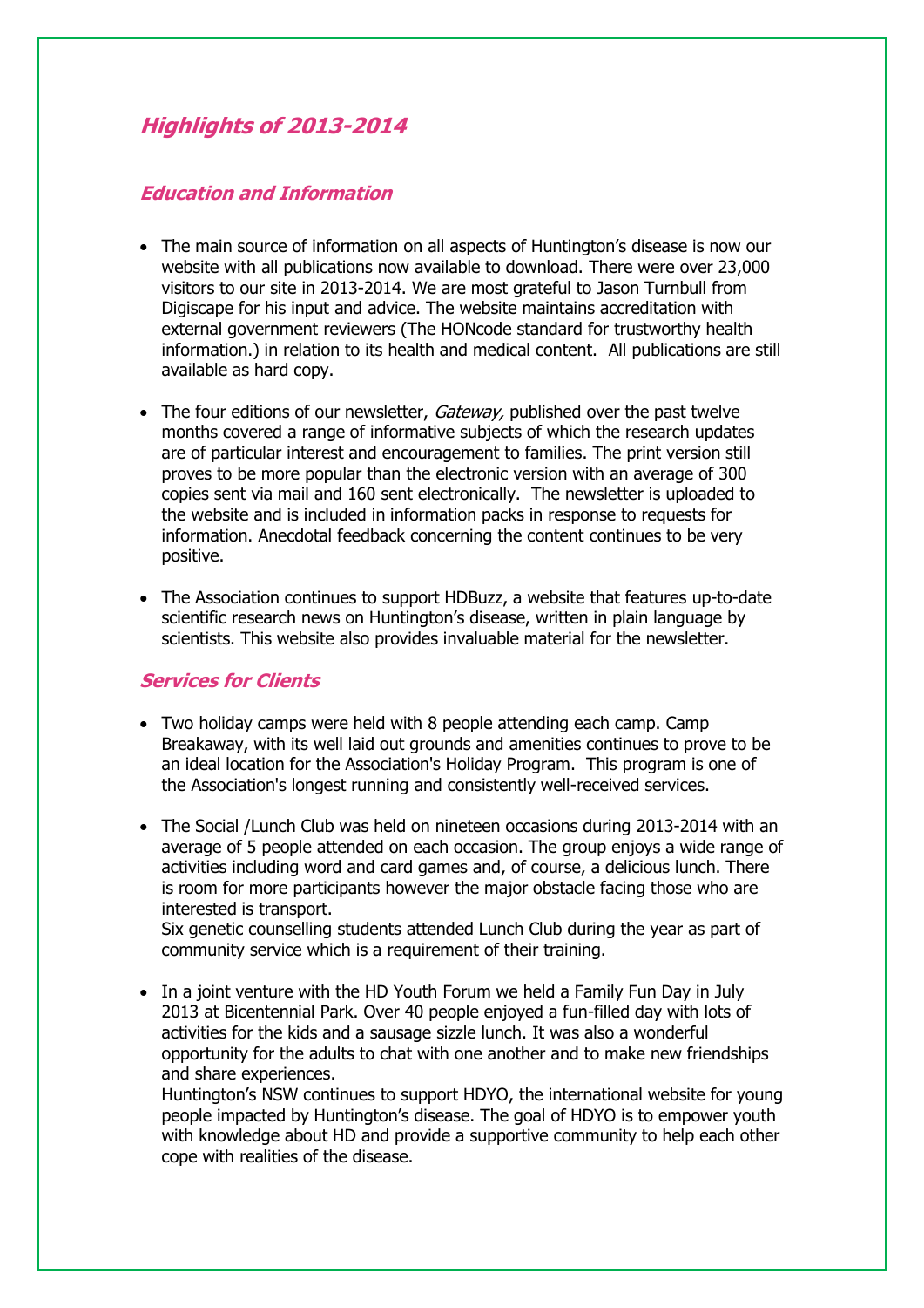## *Highlights of 2013-2014*

### *Education and Information*

- The main source of information on all aspects of Huntington's disease is now our website with all publications now available to download. There were over 23,000 visitors to our site in 2013-2014. We are most grateful to Jason Turnbull from Digiscape for his input and advice. The website maintains accreditation with external government reviewers (The HONcode standard for trustworthy health information.) in relation to its health and medical content. All publications are still available as hard copy.

- The four editions of our newsletter, *Gateway,* published over the past twelve months covered a range of informative subjects of which the research updates are of particular interest and encouragement to families. The print version still proves to be more popular than the electronic version with an average of 300 copies sent via mail and 160 sent electronically. The newsletter is uploaded to the website and is included in information packs in response to requests for information. Anecdotal feedback concerning the content continues to be very positive.

- The Association continues to support HDBuzz, a website that features up-to-date scientific research news on Huntington's disease, written in plain language by scientists. This website also provides invaluable material for the newsletter.

### *Services for Clients*

- Two holiday camps were held with 8 people attending each camp. Camp Breakaway, with its well laid out grounds and amenities continues to prove to be an ideal location for the Association's Holiday Program. This program is one of the Association's longest running and consistently well-received services.

- The Social /Lunch Club was held on nineteen occasions during 2013-2014 with an average of 5 people attended on each occasion. The group enjoys a wide range of activities including word and card games and, of course, a delicious lunch. There is room for more participants however the major obstacle facing those who are interested is transport.
  Six genetic counselling students attended Lunch Club during the year as part of community service which is a requirement of their training.

- In a joint venture with the HD Youth Forum we held a Family Fun Day in July 2013 at Bicentennial Park. Over 40 people enjoyed a fun-filled day with lots of activities for the kids and a sausage sizzle lunch. It was also a wonderful opportunity for the adults to chat with one another and to make new friendships and share experiences.
  Huntington's NSW continues to support HDYO, the international website for young people impacted by Huntington's disease. The goal of HDYO is to empower youth with knowledge about HD and provide a supportive community to help each other cope with realities of the disease.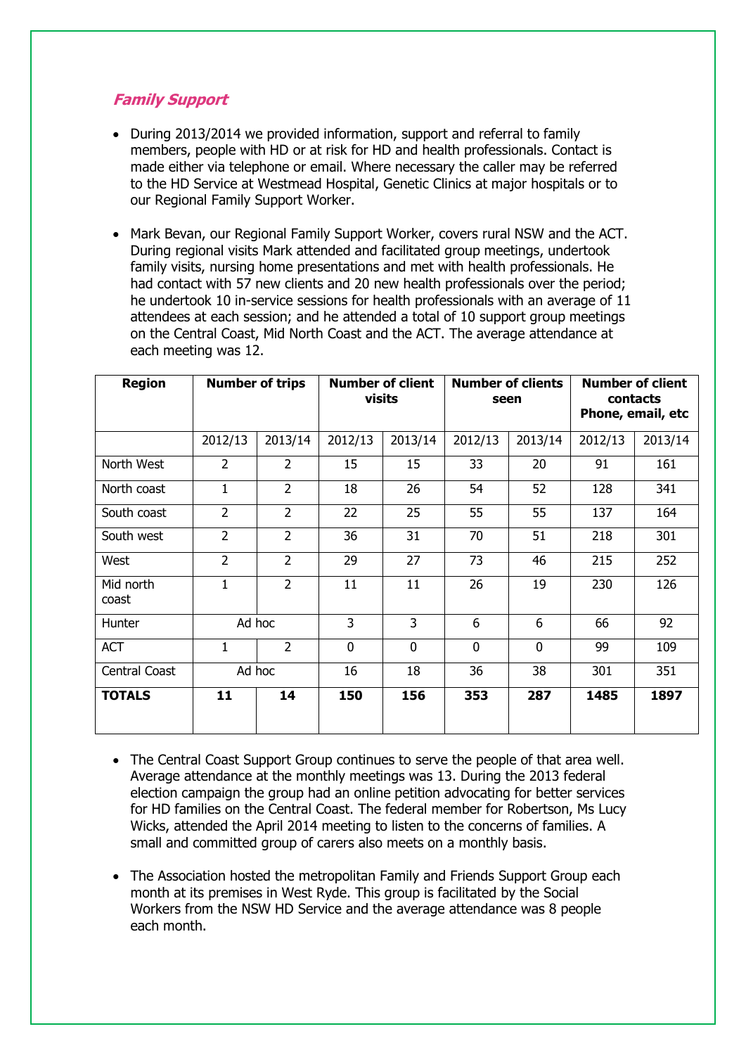## ***Family Support***

- During 2013/2014 we provided information, support and referral to family members, people with HD or at risk for HD and health professionals. Contact is made either via telephone or email. Where necessary the caller may be referred to the HD Service at Westmead Hospital, Genetic Clinics at major hospitals or to our Regional Family Support Worker.

- Mark Bevan, our Regional Family Support Worker, covers rural NSW and the ACT. During regional visits Mark attended and facilitated group meetings, undertook family visits, nursing home presentations and met with health professionals. He had contact with 57 new clients and 20 new health professionals over the period; he undertook 10 in-service sessions for health professionals with an average of 11 attendees at each session; and he attended a total of 10 support group meetings on the Central Coast, Mid North Coast and the ACT. The average attendance at each meeting was 12.

| Region | Number of trips | | Number of client visits | | Number of clients seen | | Number of client contacts Phone, email, etc | |
|---|---|---|---|---|---|---|---|---|
| | 2012/13 | 2013/14 | 2012/13 | 2013/14 | 2012/13 | 2013/14 | 2012/13 | 2013/14 |
| North West | 2 | 2 | 15 | 15 | 33 | 20 | 91 | 161 |
| North coast | 1 | 2 | 18 | 26 | 54 | 52 | 128 | 341 |
| South coast | 2 | 2 | 22 | 25 | 55 | 55 | 137 | 164 |
| South west | 2 | 2 | 36 | 31 | 70 | 51 | 218 | 301 |
| West | 2 | 2 | 29 | 27 | 73 | 46 | 215 | 252 |
| Mid north coast | 1 | 2 | 11 | 11 | 26 | 19 | 230 | 126 |
| Hunter | Ad hoc | | 3 | 3 | 6 | 6 | 66 | 92 |
| ACT | 1 | 2 | 0 | 0 | 0 | 0 | 99 | 109 |
| Central Coast | Ad hoc | | 16 | 18 | 36 | 38 | 301 | 351 |
| **TOTALS** | **11** | **14** | **150** | **156** | **353** | **287** | **1485** | **1897** |

- The Central Coast Support Group continues to serve the people of that area well. Average attendance at the monthly meetings was 13. During the 2013 federal election campaign the group had an online petition advocating for better services for HD families on the Central Coast. The federal member for Robertson, Ms Lucy Wicks, attended the April 2014 meeting to listen to the concerns of families. A small and committed group of carers also meets on a monthly basis.

- The Association hosted the metropolitan Family and Friends Support Group each month at its premises in West Ryde. This group is facilitated by the Social Workers from the NSW HD Service and the average attendance was 8 people each month.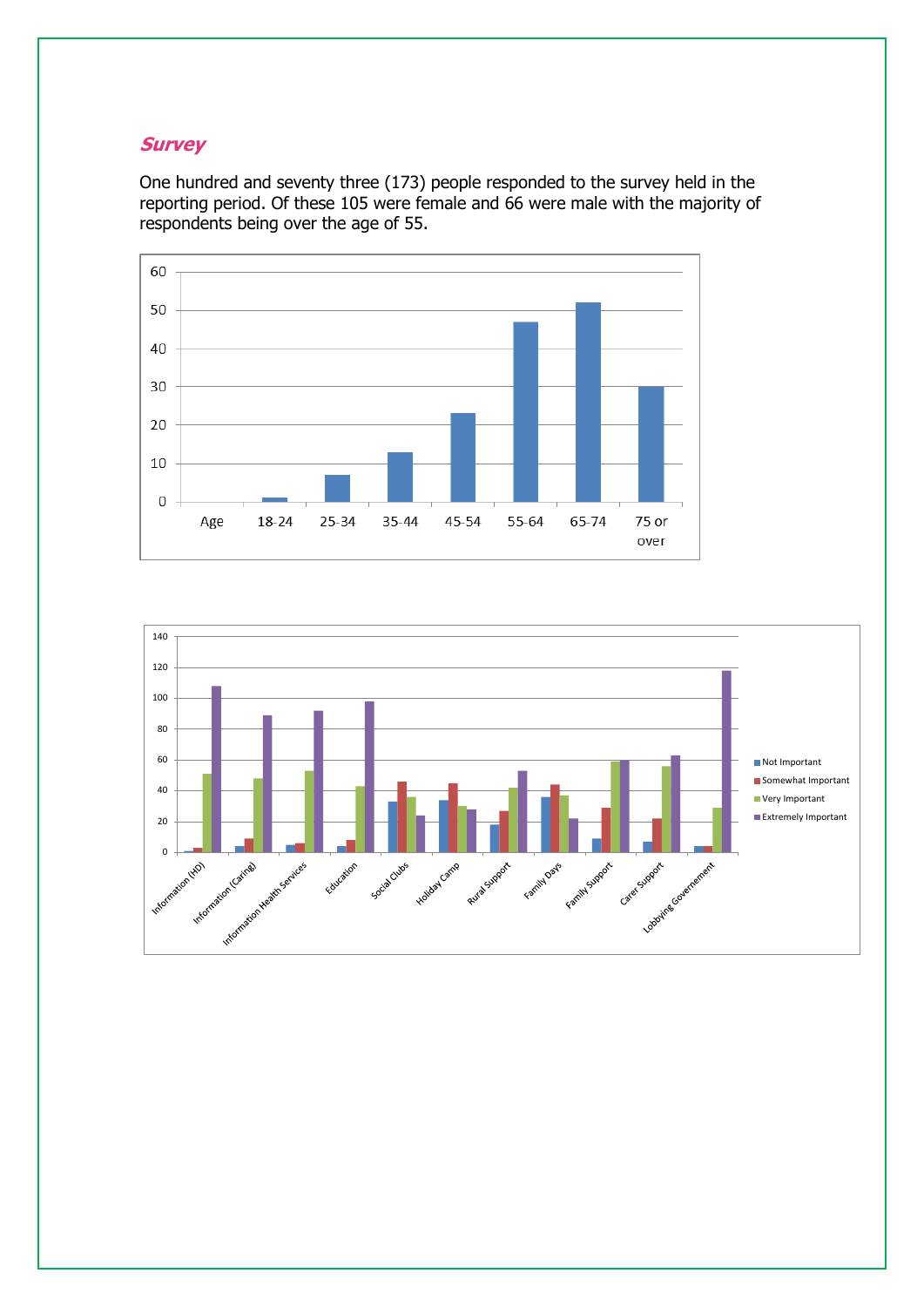## *Survey*

One hundred and seventy three (173) people responded to the survey held in the reporting period. Of these 105 were female and 66 were male with the majority of respondents being over the age of 55.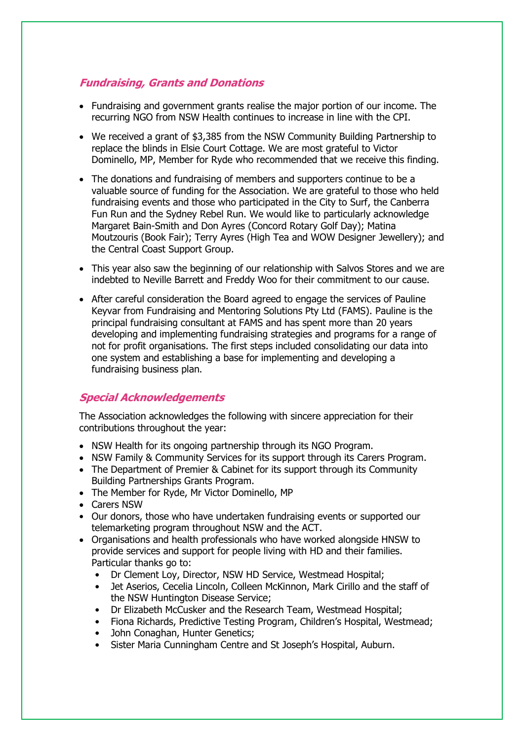## *Fundraising, Grants and Donations*

- Fundraising and government grants realise the major portion of our income. The recurring NGO from NSW Health continues to increase in line with the CPI.
- We received a grant of $3,385 from the NSW Community Building Partnership to replace the blinds in Elsie Court Cottage. We are most grateful to Victor Dominello, MP, Member for Ryde who recommended that we receive this finding.
- The donations and fundraising of members and supporters continue to be a valuable source of funding for the Association. We are grateful to those who held fundraising events and those who participated in the City to Surf, the Canberra Fun Run and the Sydney Rebel Run. We would like to particularly acknowledge Margaret Bain-Smith and Don Ayres (Concord Rotary Golf Day); Matina Moutzouris (Book Fair); Terry Ayres (High Tea and WOW Designer Jewellery); and the Central Coast Support Group.
- This year also saw the beginning of our relationship with Salvos Stores and we are indebted to Neville Barrett and Freddy Woo for their commitment to our cause.
- After careful consideration the Board agreed to engage the services of Pauline Keyvar from Fundraising and Mentoring Solutions Pty Ltd (FAMS). Pauline is the principal fundraising consultant at FAMS and has spent more than 20 years developing and implementing fundraising strategies and programs for a range of not for profit organisations. The first steps included consolidating our data into one system and establishing a base for implementing and developing a fundraising business plan.

## *Special Acknowledgements*

The Association acknowledges the following with sincere appreciation for their contributions throughout the year:

- NSW Health for its ongoing partnership through its NGO Program.
- NSW Family & Community Services for its support through its Carers Program.
- The Department of Premier & Cabinet for its support through its Community Building Partnerships Grants Program.
- The Member for Ryde, Mr Victor Dominello, MP
- Carers NSW
- Our donors, those who have undertaken fundraising events or supported our telemarketing program throughout NSW and the ACT.
- Organisations and health professionals who have worked alongside HNSW to provide services and support for people living with HD and their families. Particular thanks go to:
  - Dr Clement Loy, Director, NSW HD Service, Westmead Hospital;
  - Jet Aserios, Cecelia Lincoln, Colleen McKinnon, Mark Cirillo and the staff of the NSW Huntington Disease Service;
  - Dr Elizabeth McCusker and the Research Team, Westmead Hospital;
  - Fiona Richards, Predictive Testing Program, Children's Hospital, Westmead;
  - John Conaghan, Hunter Genetics;
  - Sister Maria Cunningham Centre and St Joseph's Hospital, Auburn.